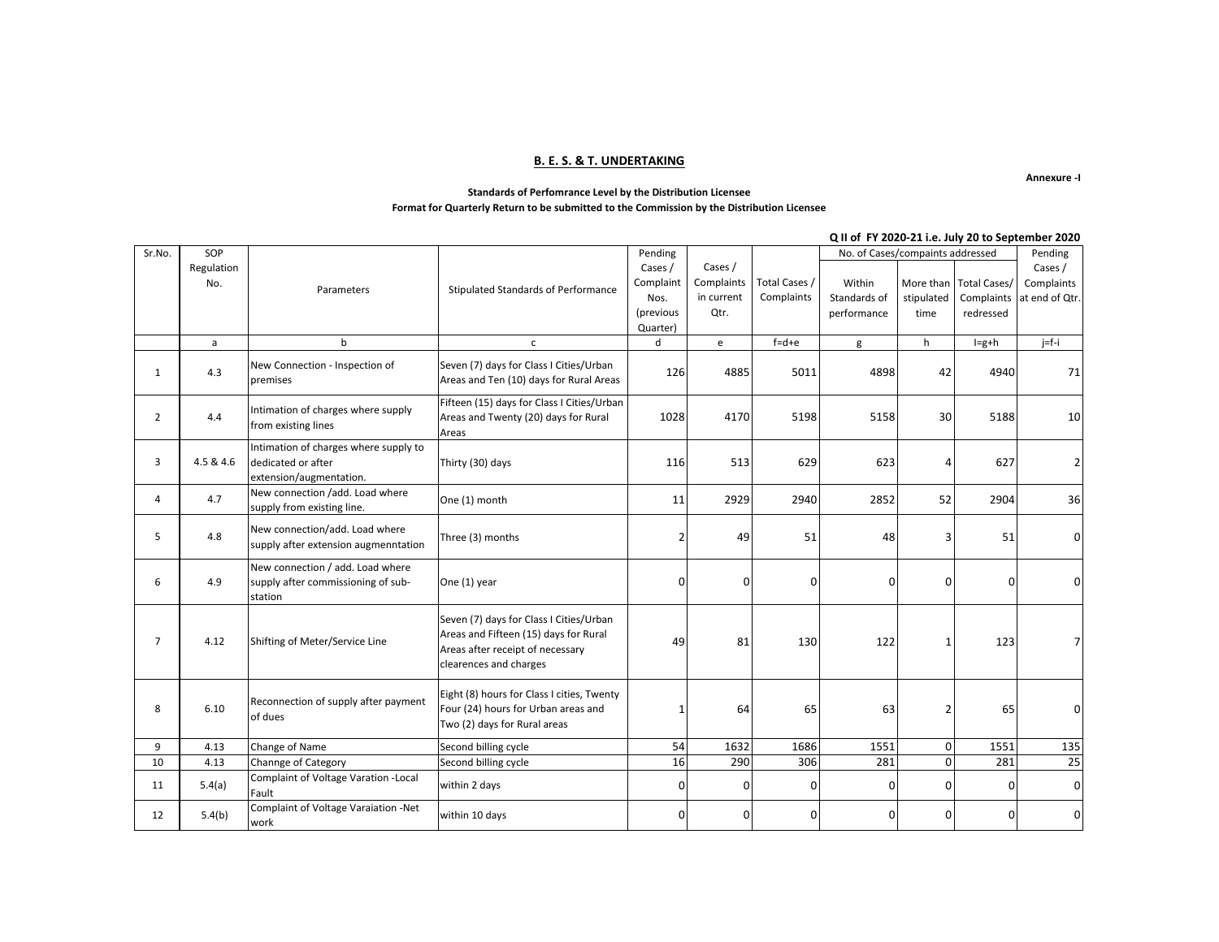## B. E. S. & T. UNDERTAKING

**Annexure -I**

**Standards of Perfomrance Level by the Distribution Licensee**

**Format for Quarterly Return to be submitted to the Commission by the Distribution Licensee**

**Q II of FY 2020-21 i.e. July 20 to September 2020**

| Sr.No. | SOP Regulation No. | Parameters | Stipulated Standards of Performance | Pending Cases / Complaint Nos. (previous Quarter) | Cases / Complaints in current Qtr. | Total Cases / Complaints | No. of Cases/compaints addressed | | | Pending Cases / Complaints at end of Qtr. |
|---|---|---|---|---|---|---|---|---|---|---|
| | | | | | | | Within Standards of performance | More than stipulated time | Total Cases/ Complaints redressed | |
| | a | b | c | d | e | f=d+e | g | h | I=g+h | j=f-i |
| 1 | 4.3 | New Connection - Inspection of premises | Seven (7) days for Class I Cities/Urban Areas and Ten (10) days for Rural Areas | 126 | 4885 | 5011 | 4898 | 42 | 4940 | 71 |
| 2 | 4.4 | Intimation of charges where supply from existing lines | Fifteen (15) days for Class I Cities/Urban Areas and Twenty (20) days for Rural Areas | 1028 | 4170 | 5198 | 5158 | 30 | 5188 | 10 |
| 3 | 4.5 & 4.6 | Intimation of charges where supply to dedicated or after extension/augmentation. | Thirty (30) days | 116 | 513 | 629 | 623 | 4 | 627 | 2 |
| 4 | 4.7 | New connection /add. Load where supply from existing line. | One (1) month | 11 | 2929 | 2940 | 2852 | 52 | 2904 | 36 |
| 5 | 4.8 | New connection/add. Load where supply after extension augmenntation | Three (3) months | 2 | 49 | 51 | 48 | 3 | 51 | 0 |
| 6 | 4.9 | New connection / add. Load where supply after commissioning of sub-station | One (1) year | 0 | 0 | 0 | 0 | 0 | 0 | 0 |
| 7 | 4.12 | Shifting of Meter/Service Line | Seven (7) days for Class I Cities/Urban Areas and Fifteen (15) days for Rural Areas after receipt of necessary clearences and charges | 49 | 81 | 130 | 122 | 1 | 123 | 7 |
| 8 | 6.10 | Reconnection of supply after payment of dues | Eight (8) hours for Class I cities, Twenty Four (24) hours for Urban areas and Two (2) days for Rural areas | 1 | 64 | 65 | 63 | 2 | 65 | 0 |
| 9 | 4.13 | Change of Name | Second billing cycle | 54 | 1632 | 1686 | 1551 | 0 | 1551 | 135 |
| 10 | 4.13 | Channge of Category | Second billing cycle | 16 | 290 | 306 | 281 | 0 | 281 | 25 |
| 11 | 5.4(a) | Complaint of Voltage Varation -Local Fault | within 2 days | 0 | 0 | 0 | 0 | 0 | 0 | 0 |
| 12 | 5.4(b) | Complaint of Voltage Varaiation -Net work | within 10 days | 0 | 0 | 0 | 0 | 0 | 0 | 0 |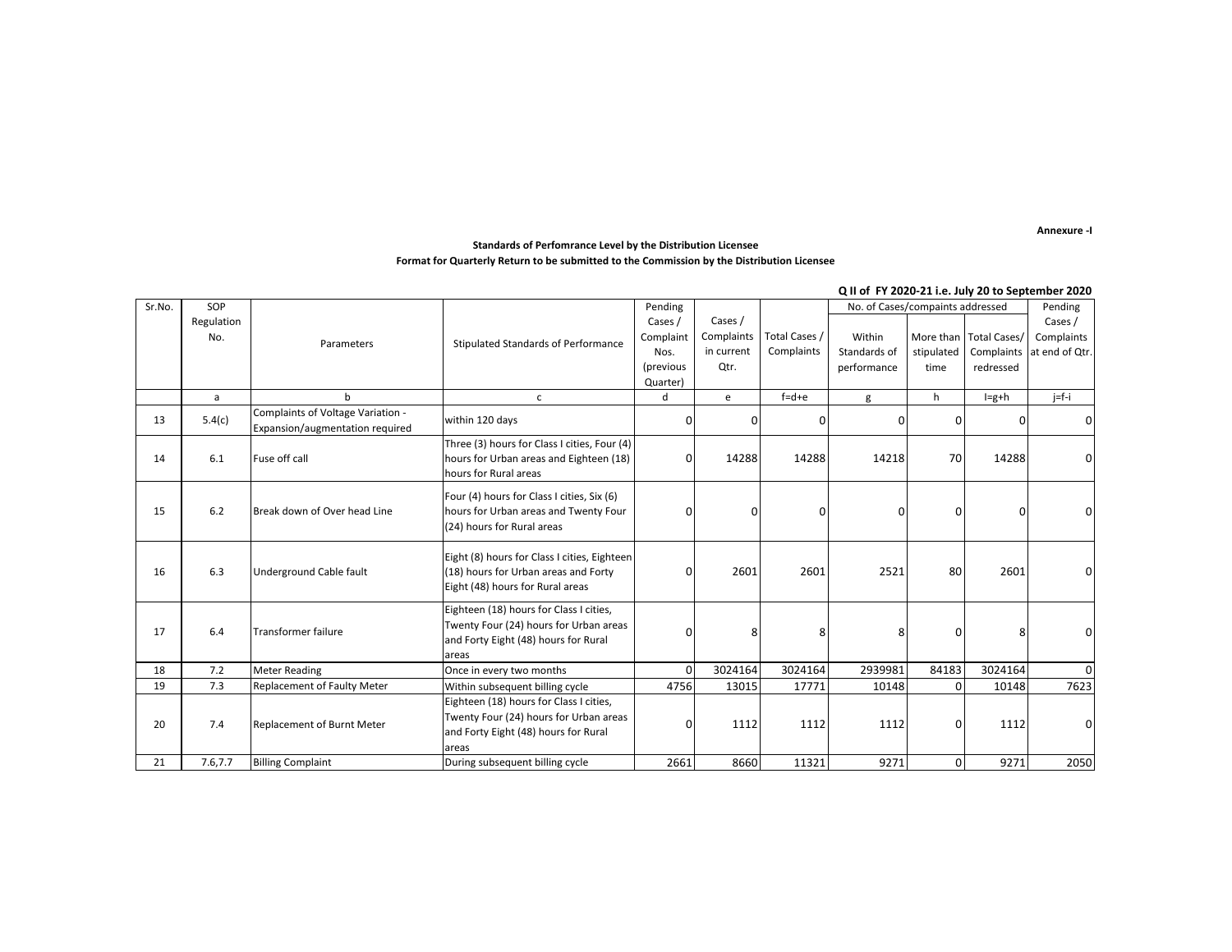**Annexure -I**

**Standards of Perfomrance Level by the Distribution Licensee**

**Format for Quarterly Return to be submitted to the Commission by the Distribution Licensee**

**Q II of FY 2020-21 i.e. July 20 to September 2020**

| Sr.No. | SOP Regulation No. | Parameters | Stipulated Standards of Performance | Pending Cases / Complaint Nos. (previous Quarter) | Cases / Complaints in current Qtr. | Total Cases / Complaints | No. of Cases/compaints addressed | | | Pending Cases / Complaints at end of Qtr. |
|---|---|---|---|---|---|---|---|---|---|---|
| | | | | | | | Within Standards of performance | More than stipulated time | Total Cases/ Complaints redressed | |
| | a | b | c | d | e | f=d+e | g | h | I=g+h | j=f-i |
| 13 | 5.4(c) | Complaints of Voltage Variation - Expansion/augmentation required | within 120 days | 0 | 0 | 0 | 0 | 0 | 0 | 0 |
| 14 | 6.1 | Fuse off call | Three (3) hours for Class I cities, Four (4) hours for Urban areas and Eighteen (18) hours for Rural areas | 0 | 14288 | 14288 | 14218 | 70 | 14288 | 0 |
| 15 | 6.2 | Break down of Over head Line | Four (4) hours for Class I cities, Six (6) hours for Urban areas and Twenty Four (24) hours for Rural areas | 0 | 0 | 0 | 0 | 0 | 0 | 0 |
| 16 | 6.3 | Underground Cable fault | Eight (8) hours for Class I cities, Eighteen (18) hours for Urban areas and Forty Eight (48) hours for Rural areas | 0 | 2601 | 2601 | 2521 | 80 | 2601 | 0 |
| 17 | 6.4 | Transformer failure | Eighteen (18) hours for Class I cities, Twenty Four (24) hours for Urban areas and Forty Eight (48) hours for Rural areas | 0 | 8 | 8 | 8 | 0 | 8 | 0 |
| 18 | 7.2 | Meter Reading | Once in every two months | 0 | 3024164 | 3024164 | 2939981 | 84183 | 3024164 | 0 |
| 19 | 7.3 | Replacement of Faulty Meter | Within subsequent billing cycle | 4756 | 13015 | 17771 | 10148 | 0 | 10148 | 7623 |
| 20 | 7.4 | Replacement of Burnt Meter | Eighteen (18) hours for Class I cities, Twenty Four (24) hours for Urban areas and Forty Eight (48) hours for Rural areas | 0 | 1112 | 1112 | 1112 | 0 | 1112 | 0 |
| 21 | 7.6,7.7 | Billing Complaint | During subsequent billing cycle | 2661 | 8660 | 11321 | 9271 | 0 | 9271 | 2050 |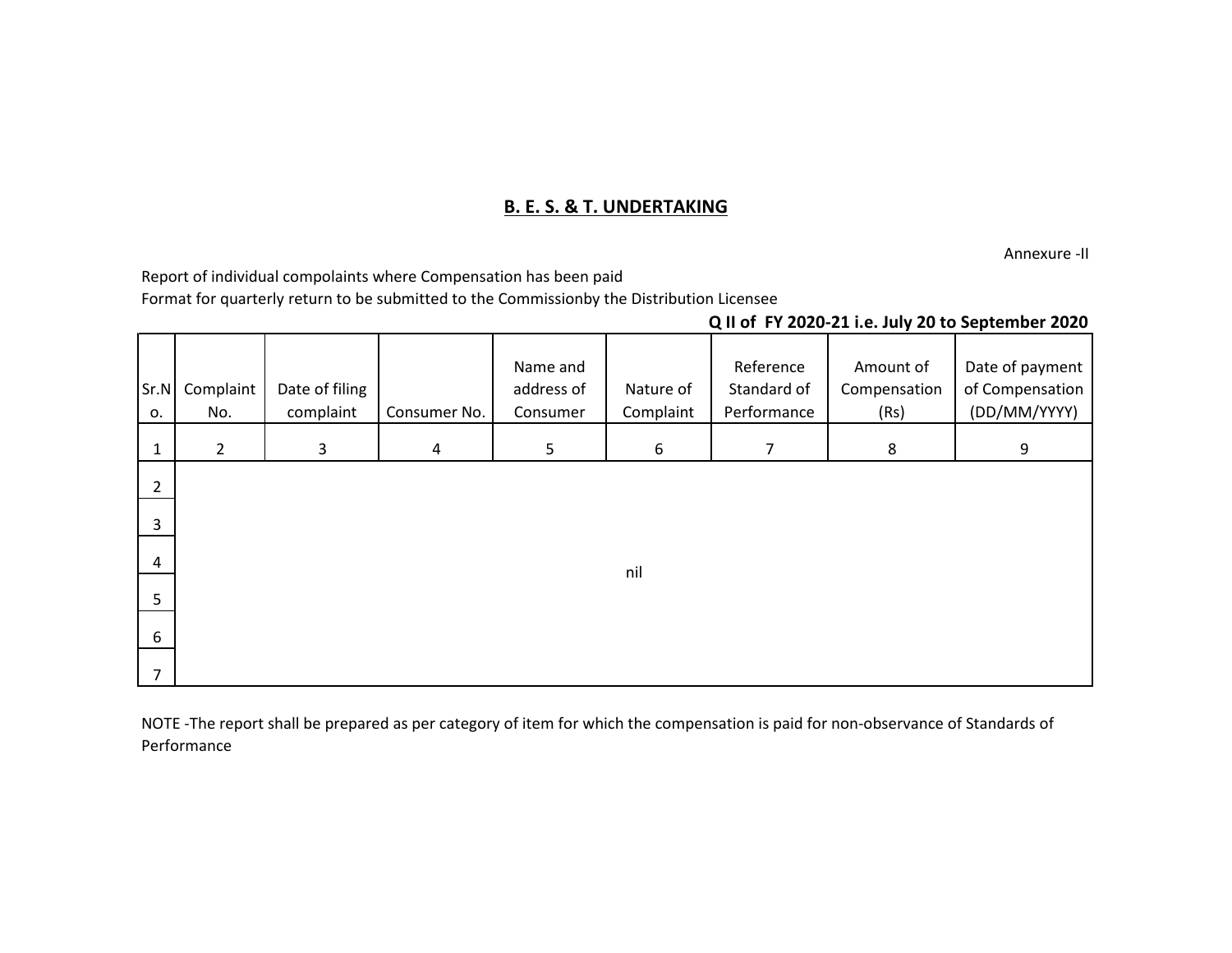## B. E. S. & T. UNDERTAKING

Annexure -II

Report of individual compolaints where Compensation has been paid

Format for quarterly return to be submitted to the Commissionby the Distribution Licensee

**Q II of FY 2020-21 i.e. July 20 to September 2020**

| Sr.No. | Complaint No. | Date of filing complaint | Consumer No. | Name and address of Consumer | Nature of Complaint | Reference Standard of Performance | Amount of Compensation (Rs) | Date of payment of Compensation (DD/MM/YYYY) |
|---|---|---|---|---|---|---|---|---|
| 1 | 2 | 3 | 4 | 5 | 6 | 7 | 8 | 9 |
| 2 | | | | | | | | |
| 3 | | | | | | | | |
| 4 | | | | | nil | | | |
| 5 | | | | | | | | |
| 6 | | | | | | | | |
| 7 | | | | | | | | |

NOTE -The report shall be prepared as per category of item for which the compensation is paid for non-observance of Standards of Performance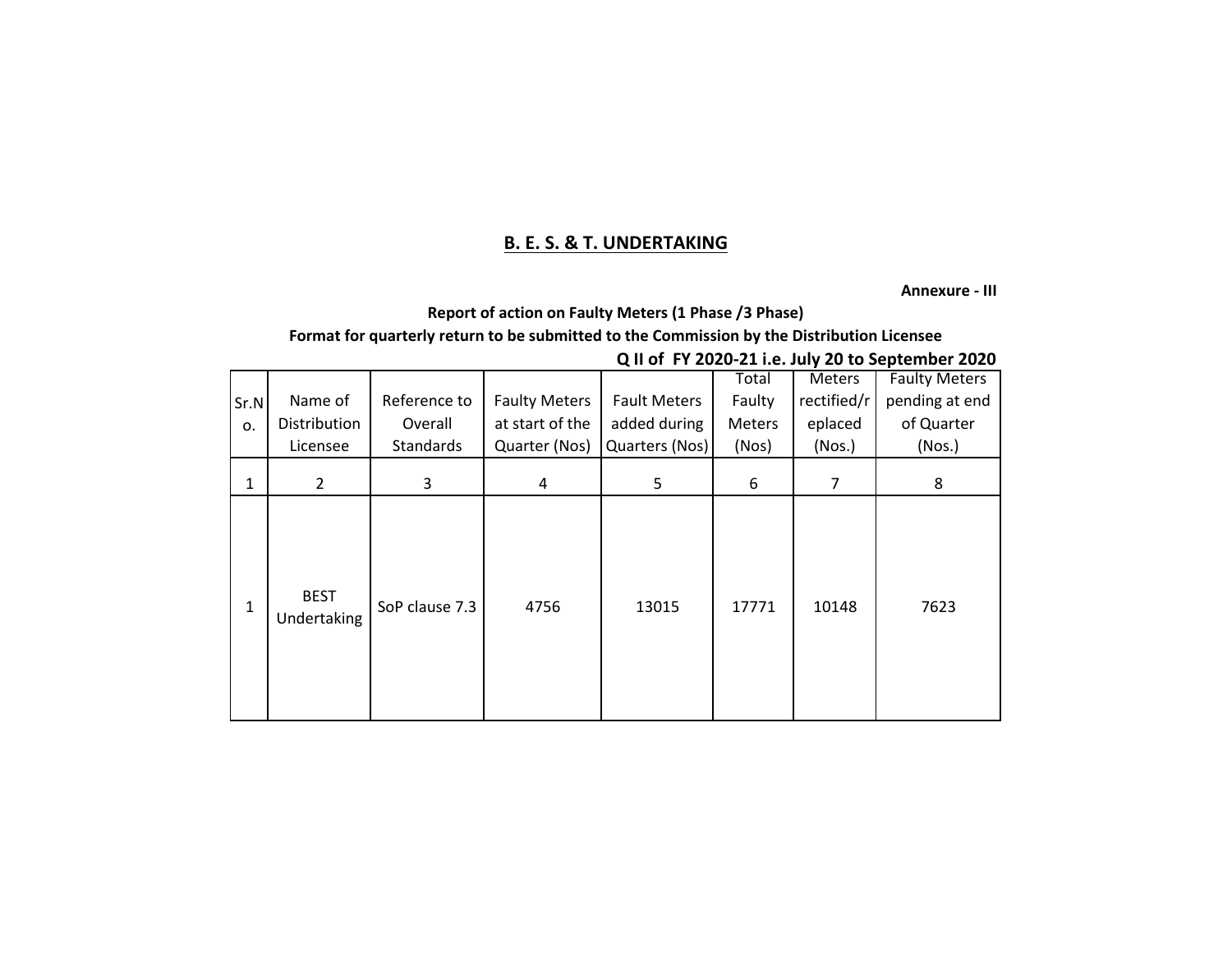## B. E. S. & T. UNDERTAKING

**Annexure - III**

**Report of action on Faulty Meters (1 Phase /3 Phase)**

**Format for quarterly return to be submitted to the Commission by the Distribution Licensee**

**Q II of FY 2020-21 i.e. July 20 to September 2020**

| Sr.No. | Name of Distribution Licensee | Reference to Overall Standards | Faulty Meters at start of the Quarter (Nos) | Fault Meters added during Quarters (Nos) | Total Faulty Meters (Nos) | Meters rectified/replaced (Nos.) | Faulty Meters pending at end of Quarter (Nos.) |
|---|---|---|---|---|---|---|---|
| 1 | 2 | 3 | 4 | 5 | 6 | 7 | 8 |
| 1 | BEST Undertaking | SoP clause 7.3 | 4756 | 13015 | 17771 | 10148 | 7623 |